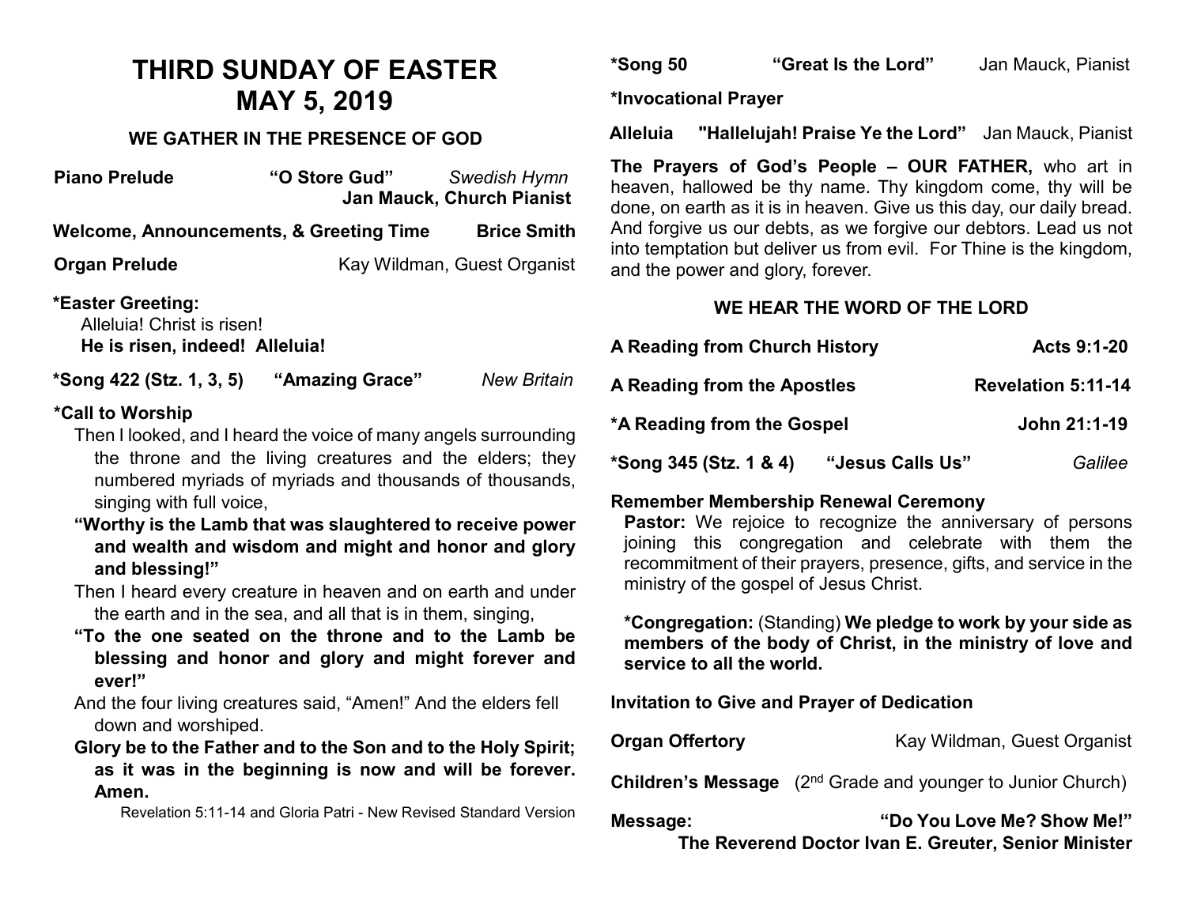# THIRD SUNDAY OF EASTER
# MAY 5, 2019

### WE GATHER IN THE PRESENCE OF GOD

**Piano Prelude** **"O Store Gud"** *Swedish Hymn*
**Jan Mauck, Church Pianist**

**Welcome, Announcements, & Greeting Time** **Brice Smith**

**Organ Prelude** Kay Wildman, Guest Organist

**\*Easter Greeting:**
Alleluia! Christ is risen!
**He is risen, indeed! Alleluia!**

**\*Song 422 (Stz. 1, 3, 5)** **"Amazing Grace"** *New Britain*

**\*Call to Worship**

Then I looked, and I heard the voice of many angels surrounding the throne and the living creatures and the elders; they numbered myriads of myriads and thousands of thousands, singing with full voice,

**"Worthy is the Lamb that was slaughtered to receive power and wealth and wisdom and might and honor and glory and blessing!"**

Then I heard every creature in heaven and on earth and under the earth and in the sea, and all that is in them, singing,

**"To the one seated on the throne and to the Lamb be blessing and honor and glory and might forever and ever!"**

And the four living creatures said, "Amen!" And the elders fell down and worshiped.

**Glory be to the Father and to the Son and to the Holy Spirit; as it was in the beginning is now and will be forever. Amen.**

Revelation 5:11-14 and Gloria Patri - New Revised Standard Version

**\*Song 50** **"Great Is the Lord"** Jan Mauck, Pianist

**\*Invocational Prayer**

**Alleluia** **"Hallelujah! Praise Ye the Lord"** Jan Mauck, Pianist

**The Prayers of God's People – OUR FATHER,** who art in heaven, hallowed be thy name. Thy kingdom come, thy will be done, on earth as it is in heaven. Give us this day, our daily bread. And forgive us our debts, as we forgive our debtors. Lead us not into temptation but deliver us from evil. For Thine is the kingdom, and the power and glory, forever.

### WE HEAR THE WORD OF THE LORD

**A Reading from Church History** **Acts 9:1-20**

**A Reading from the Apostles** **Revelation 5:11-14**

**\*A Reading from the Gospel** **John 21:1-19**

**\*Song 345 (Stz. 1 & 4)** **"Jesus Calls Us"** *Galilee*

**Remember Membership Renewal Ceremony**

**Pastor:** We rejoice to recognize the anniversary of persons joining this congregation and celebrate with them the recommitment of their prayers, presence, gifts, and service in the ministry of the gospel of Jesus Christ.

**\*Congregation:** (Standing) **We pledge to work by your side as members of the body of Christ, in the ministry of love and service to all the world.**

**Invitation to Give and Prayer of Dedication**

**Organ Offertory** Kay Wildman, Guest Organist

**Children's Message** (2nd Grade and younger to Junior Church)

**Message:** **"Do You Love Me? Show Me!"**
**The Reverend Doctor Ivan E. Greuter, Senior Minister**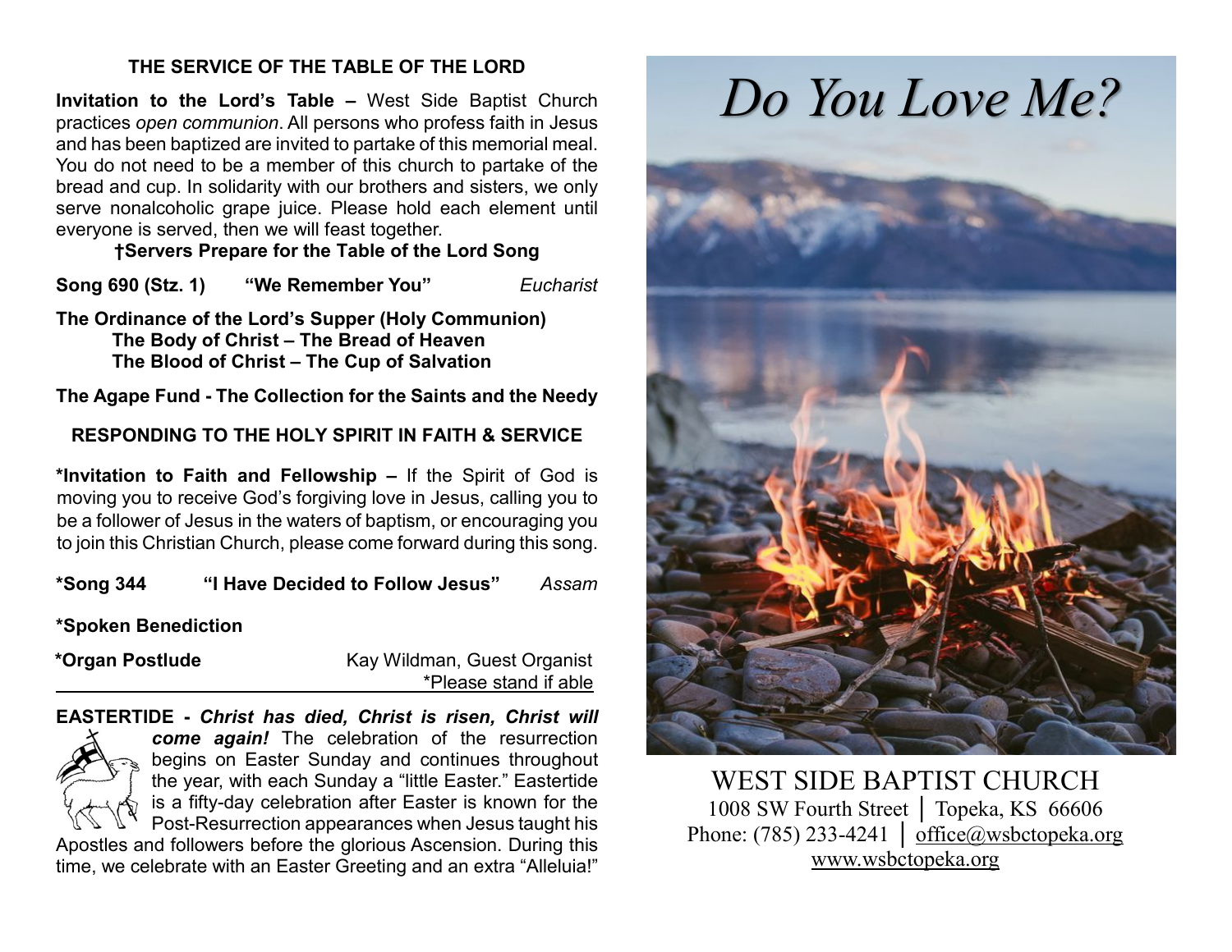## THE SERVICE OF THE TABLE OF THE LORD

**Invitation to the Lord's Table –** West Side Baptist Church practices *open communion*. All persons who profess faith in Jesus and has been baptized are invited to partake of this memorial meal. You do not need to be a member of this church to partake of the bread and cup. In solidarity with our brothers and sisters, we only serve nonalcoholic grape juice. Please hold each element until everyone is served, then we will feast together.

**†Servers Prepare for the Table of the Lord Song**

**Song 690 (Stz. 1)** **"We Remember You"** *Eucharist*

**The Ordinance of the Lord's Supper (Holy Communion)**
**The Body of Christ – The Bread of Heaven**
**The Blood of Christ – The Cup of Salvation**

**The Agape Fund - The Collection for the Saints and the Needy**

## RESPONDING TO THE HOLY SPIRIT IN FAITH & SERVICE

***Invitation to Faith and Fellowship –** If the Spirit of God is moving you to receive God's forgiving love in Jesus, calling you to be a follower of Jesus in the waters of baptism, or encouraging you to join this Christian Church, please come forward during this song.

***Song 344** **"I Have Decided to Follow Jesus"** *Assam*

***Spoken Benediction**

***Organ Postlude** Kay Wildman, Guest Organist

*Please stand if able

---

**EASTERTIDE - *Christ has died, Christ is risen, Christ will come again!*** The celebration of the resurrection begins on Easter Sunday and continues throughout the year, with each Sunday a "little Easter." Eastertide is a fifty-day celebration after Easter is known for the Post-Resurrection appearances when Jesus taught his Apostles and followers before the glorious Ascension. During this time, we celebrate with an Easter Greeting and an extra "Alleluia!"

# *Do You Love Me?*

WEST SIDE BAPTIST CHURCH
1008 SW Fourth Street | Topeka, KS 66606
Phone: (785) 233-4241 | office@wsbctopeka.org
www.wsbctopeka.org